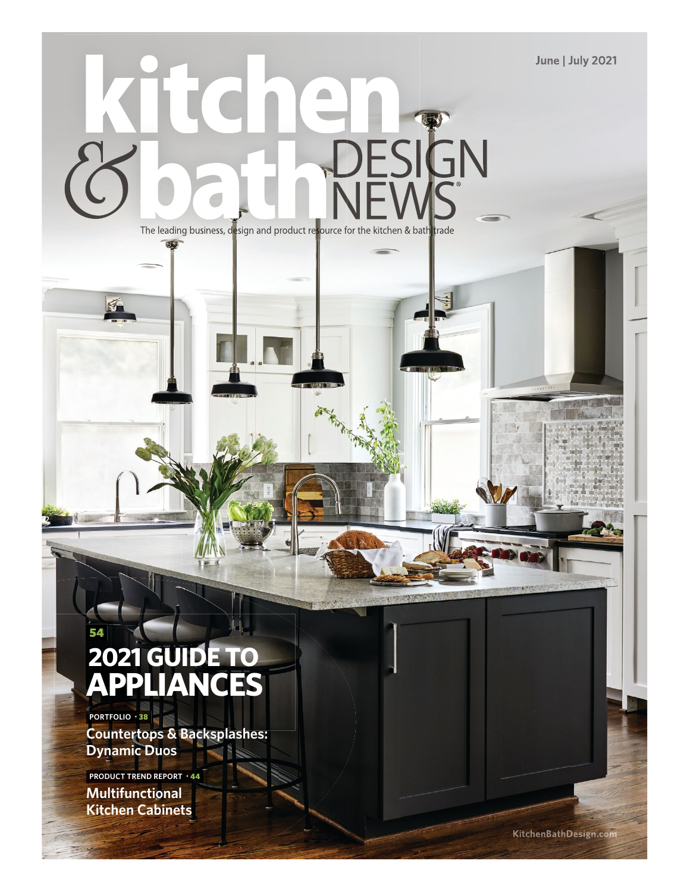June | July 2021

# kitchen & bath DESIGN NEWS®

The leading business, design and product resource for the kitchen & bath trade

54

## 2021 GUIDE TO APPLIANCES

PORTFOLIO • 38

**Countertops & Backsplashes: Dynamic Duos**

PRODUCT TREND REPORT • 44

**Multifunctional Kitchen Cabinets**

KitchenBathDesign.com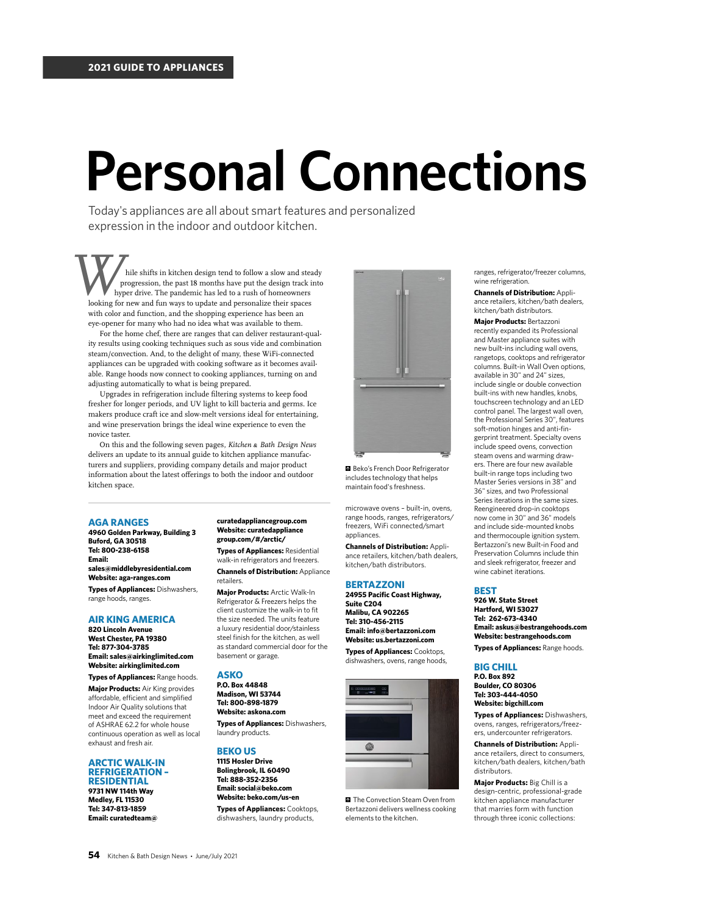2021 GUIDE TO APPLIANCES

# Personal Connections

Today's appliances are all about smart features and personalized expression in the indoor and outdoor kitchen.

While shifts in kitchen design tend to follow a slow and steady progression, the past 18 months have put the design track into hyper drive. The pandemic has led to a rush of homeowners looking for new and fun ways to update and personalize their spaces with color and function, and the shopping experience has been an eye-opener for many who had no idea what was available to them.

For the home chef, there are ranges that can deliver restaurant-quality results using cooking techniques such as sous vide and combination steam/convection. And, to the delight of many, these WiFi-connected appliances can be upgraded with cooking software as it becomes available. Range hoods now connect to cooking appliances, turning on and adjusting automatically to what is being prepared.

Upgrades in refrigeration include filtering systems to keep food fresher for longer periods, and UV light to kill bacteria and germs. Ice makers produce craft ice and slow-melt versions ideal for entertaining, and wine preservation brings the ideal wine experience to even the novice taster.

On this and the following seven pages, *Kitchen & Bath Design News* delivers an update to its annual guide to kitchen appliance manufacturers and suppliers, providing company details and major product information about the latest offerings to both the indoor and outdoor kitchen space.

Beko's French Door Refrigerator includes technology that helps maintain food's freshness.

## AGA RANGES

**4960 Golden Parkway, Building 3**
**Buford, GA 30518**
**Tel: 800-238-6158**
**Email: sales@middlebyresidential.com**
**Website: aga-ranges.com**

**Types of Appliances:** Dishwashers, range hoods, ranges.

## AIR KING AMERICA

**820 Lincoln Avenue**
**West Chester, PA 19380**
**Tel: 877-304-3785**
**Email: sales@airkinglimited.com**
**Website: airkinglimited.com**

**Types of Appliances:** Range hoods.

**Major Products:** Air King provides affordable, efficient and simplified Indoor Air Quality solutions that meet and exceed the requirement of ASHRAE 62.2 for whole house continuous operation as well as local exhaust and fresh air.

## ARCTIC WALK-IN REFRIGERATION – RESIDENTIAL

**9731 NW 114th Way**
**Medley, FL 11530**
**Tel: 347-813-1859**
**Email: curatedteam@curatedappliancegroup.com**
**Website: curatedappliance group.com/#/arctic/**

**Types of Appliances:** Residential walk-in refrigerators and freezers.

**Channels of Distribution:** Appliance retailers.

**Major Products:** Arctic Walk-In Refrigerator & Freezers helps the client customize the walk-in to fit the size needed. The units feature a luxury residential door/stainless steel finish for the kitchen, as well as standard commercial door for the basement or garage.

## ASKO

**P.O. Box 44848**
**Madison, WI 53744**
**Tel: 800-898-1879**
**Website: askona.com**

**Types of Appliances:** Dishwashers, laundry products.

## BEKO US

**1115 Hosler Drive**
**Bolingbrook, IL 60490**
**Tel: 888-352-2356**
**Email: social@beko.com**
**Website: beko.com/us-en**

**Types of Appliances:** Cooktops, dishwashers, laundry products, microwave ovens – built-in, ovens, range hoods, ranges, refrigerators/freezers, WiFi connected/smart appliances.

**Channels of Distribution:** Appliance retailers, kitchen/bath dealers, kitchen/bath distributors.

## BERTAZZONI

**24955 Pacific Coast Highway, Suite C204**
**Malibu, CA 902265**
**Tel: 310-456-2115**
**Email: info@bertazzoni.com**
**Website: us.bertazzoni.com**

**Types of Appliances:** Cooktops, dishwashers, ovens, range hoods, ranges, refrigerator/freezer columns, wine refrigeration.

**Channels of Distribution:** Appliance retailers, kitchen/bath dealers, kitchen/bath distributors.

**Major Products:** Bertazzoni recently expanded its Professional and Master appliance suites with new built-ins including wall ovens, rangetops, cooktops and refrigerator columns. Built-in Wall Oven options, available in 30" and 24" sizes, include single or double convection built-ins with new handles, knobs, touchscreen technology and an LED control panel. The largest wall oven, the Professional Series 30", features soft-motion hinges and anti-fingerprint treatment. Specialty ovens include speed ovens, convection steam ovens and warming drawers. There are four new available built-in range tops including two Master Series versions in 38" and 36" sizes, and two Professional Series iterations in the same sizes. Reengineered drop-in cooktops now come in 30" and 36" models and include side-mounted knobs and thermocouple ignition system. Bertazzoni's new Built-in Food and Preservation Columns include thin and sleek refrigerator, freezer and wine cabinet iterations.

The Convection Steam Oven from Bertazzoni delivers wellness cooking elements to the kitchen.

## BEST

**926 W. State Street**
**Hartford, WI 53027**
**Tel: 262-673-4340**
**Email: askus@bestrangehoods.com**
**Website: bestrangehoods.com**

**Types of Appliances:** Range hoods.

## BIG CHILL

**P.O. Box 892**
**Boulder, CO 80306**
**Tel: 303-444-4050**
**Website: bigchill.com**

**Types of Appliances:** Dishwashers, ovens, ranges, refrigerators/freezers, undercounter refrigerators.

**Channels of Distribution:** Appliance retailers, direct to consumers, kitchen/bath dealers, kitchen/bath distributors.

**Major Products:** Big Chill is a design-centric, professional-grade kitchen appliance manufacturer that marries form with function through three iconic collections: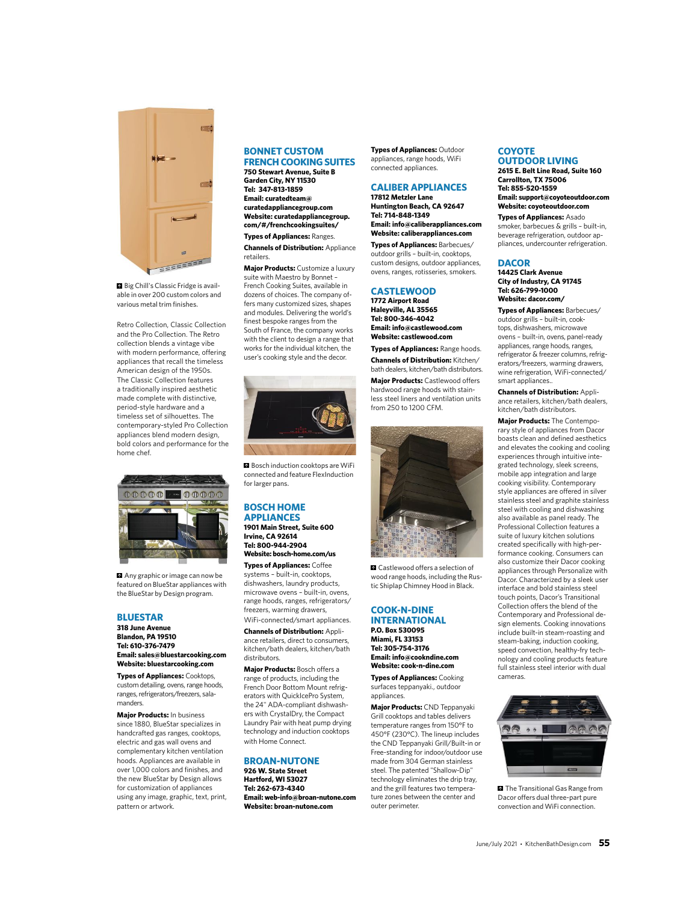Big Chill's Classic Fridge is available in over 200 custom colors and various metal trim finishes.

Retro Collection, Classic Collection and the Pro Collection. The Retro collection blends a vintage vibe with modern performance, offering appliances that recall the timeless American design of the 1950s. The Classic Collection features a traditionally inspired aesthetic made complete with distinctive, period-style hardware and a timeless set of silhouettes. The contemporary-styled Pro Collection appliances blend modern design, bold colors and performance for the home chef.

Any graphic or image can now be featured on BlueStar appliances with the BlueStar by Design program.

## BLUESTAR

**318 June Avenue**
**Blandon, PA 19510**
**Tel: 610-376-7479**
**Email: sales@bluestarcooking.com**
**Website: bluestarcooking.com**

**Types of Appliances:** Cooktops, custom detailing, ovens, range hoods, ranges, refrigerators/freezers, salamanders.

**Major Products:** In business since 1880, BlueStar specializes in handcrafted gas ranges, cooktops, electric and gas wall ovens and complementary kitchen ventilation hoods. Appliances are available in over 1,000 colors and finishes, and the new BlueStar by Design allows for customization of appliances using any image, graphic, text, print, pattern or artwork.

## BONNET CUSTOM FRENCH COOKING SUITES

**750 Stewart Avenue, Suite B**
**Garden City, NY 11530**
**Tel: 347-813-1859**
**Email: curatedteam@curatedappliancegroup.com**
**Website: curatedappliancegroup.com/#/frenchcookingsuites/**

**Types of Appliances:** Ranges.

**Channels of Distribution:** Appliance retailers.

**Major Products:** Customize a luxury suite with Maestro by Bonnet – French Cooking Suites, available in dozens of choices. The company offers many customized sizes, shapes and modules. Delivering the world's finest bespoke ranges from the South of France, the company works with the client to design a range that works for the individual kitchen, the user's cooking style and the decor.

Bosch induction cooktops are WiFi connected and feature FlexInduction for larger pans.

## BOSCH HOME APPLIANCES

**1901 Main Street, Suite 600**
**Irvine, CA 92614**
**Tel: 800-944-2904**
**Website: bosch-home.com/us**

**Types of Appliances:** Coffee systems – built-in, cooktops, dishwashers, laundry products, microwave ovens – built-in, ovens, range hoods, ranges, refrigerators/freezers, warming drawers, WiFi-connected/smart appliances.

**Channels of Distribution:** Appliance retailers, direct to consumers, kitchen/bath dealers, kitchen/bath distributors.

**Major Products:** Bosch offers a range of products, including the French Door Bottom Mount refrigerators with QuickIcePro System, the 24" ADA-compliant dishwashers with CrystalDry, the Compact Laundry Pair with heat pump drying technology and induction cooktops with Home Connect.

## BROAN-NUTONE

**926 W. State Street**
**Hartford, WI 53027**
**Tel: 262-673-4340**
**Email: web-info@broan-nutone.com**
**Website: broan-nutone.com**

**Types of Appliances:** Outdoor appliances, range hoods, WiFi connected appliances.

## CALIBER APPLIANCES

**17812 Metzler Lane**
**Huntington Beach, CA 92647**
**Tel: 714-848-1349**
**Email: info@caliberappliances.com**
**Website: caliberappliances.com**

**Types of Appliances:** Barbecues/outdoor grills – built-in, cooktops, custom designs, outdoor appliances, ovens, ranges, rotisseries, smokers.

## CASTLEWOOD

**1772 Airport Road**
**Haleyville, AL 35565**
**Tel: 800-346-4042**
**Email: info@castlewood.com**
**Website: castlewood.com**

**Types of Appliances:** Range hoods.

**Channels of Distribution:** Kitchen/bath dealers, kitchen/bath distributors.

**Major Products:** Castlewood offers hardwood range hoods with stainless steel liners and ventilation units from 250 to 1200 CFM.

Castlewood offers a selection of wood range hoods, including the Rustic Shiplap Chimney Hood in Black.

## COOK-N-DINE INTERNATIONAL

**P.O. Box 530095**
**Miami, FL 33153**
**Tel: 305-754-3176**
**Email: info@cookndine.com**
**Website: cook-n-dine.com**

**Types of Appliances:** Cooking surfaces teppanyaki, outdoor appliances.

**Major Products:** CND Teppanyaki Grill cooktops and tables delivers temperature ranges from 150°F to 450°F (230°C). The lineup includes the CND Teppanyaki Grill/Built-in or Free-standing for indoor/outdoor use made from 304 German stainless steel. The patented "Shallow-Dip" technology eliminates the drip tray, and the grill features two temperature zones between the center and outer perimeter.

## COYOTE OUTDOOR LIVING

**2615 E. Belt Line Road, Suite 160**
**Carrollton, TX 75006**
**Tel: 855-520-1559**
**Email: support@coyoteoutdoor.com**
**Website: coyoteoutdoor.com**

**Types of Appliances:** Asado smoker, barbecues & grills – built-in, beverage refrigeration, outdoor appliances, undercounter refrigeration.

## DACOR

**14425 Clark Avenue**
**City of Industry, CA 91745**
**Tel: 626-799-1000**
**Website: dacor.com/**

**Types of Appliances:** Barbecues/outdoor grills – built-in, cooktops, dishwashers, microwave ovens – built-in, ovens, panel-ready appliances, range hoods, ranges, refrigerator & freezer columns, refrigerators/freezers, warming drawers, wine refrigeration, WiFi-connected/smart appliances..

**Channels of Distribution:** Appliance retailers, kitchen/bath dealers, kitchen/bath distributors.

**Major Products:** The Contemporary style of appliances from Dacor boasts clean and defined aesthetics and elevates the cooking and cooling experiences through intuitive integrated technology, sleek screens, mobile app integration and large cooking visibility. Contemporary style appliances are offered in silver stainless steel and graphite stainless steel with cooling and dishwashing also available as panel ready. The Professional Collection features a suite of luxury kitchen solutions created specifically with high-performance cooking. Consumers can also customize their Dacor cooking appliances through Personalize with Dacor. Characterized by a sleek user interface and bold stainless steel touch points, Dacor's Transitional Collection offers the blend of the Contemporary and Professional design elements. Cooking innovations include built-in steam-roasting and steam-baking, induction cooking, speed convection, healthy-fry technology and cooling products feature full stainless steel interior with dual cameras.

The Transitional Gas Range from Dacor offers dual three-part pure convection and WiFi connection.